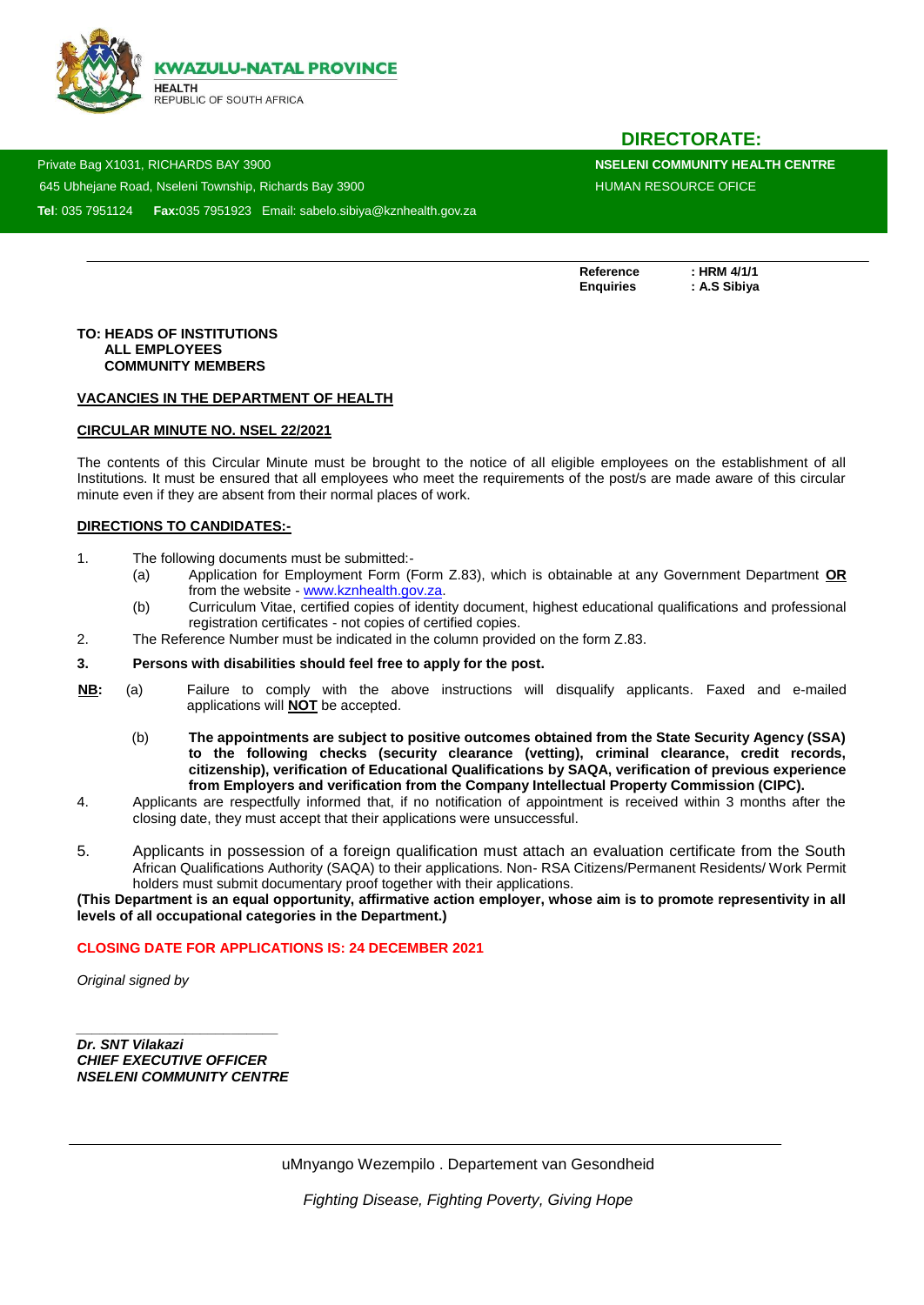**KWAZULU-NATAL PROVINCE**
**HEALTH**
REPUBLIC OF SOUTH AFRICA

## DIRECTORATE:

Private Bag X1031, RICHARDS BAY 3900
645 Ubhejane Road, Nseleni Township, Richards Bay 3900
**Tel**: 035 7951124 **Fax:**035 7951923 Email: sabelo.sibiya@kznhealth.gov.za

**NSELENI COMMUNITY HEALTH CENTRE**
HUMAN RESOURCE OFICE

**Reference** : **HRM 4/1/1**
**Enquiries** : **A.S Sibiya**

**TO: HEADS OF INSTITUTIONS**
**ALL EMPLOYEES**
**COMMUNITY MEMBERS**

**VACANCIES IN THE DEPARTMENT OF HEALTH**

**CIRCULAR MINUTE NO. NSEL 22/2021**

The contents of this Circular Minute must be brought to the notice of all eligible employees on the establishment of all Institutions. It must be ensured that all employees who meet the requirements of the post/s are made aware of this circular minute even if they are absent from their normal places of work.

**DIRECTIONS TO CANDIDATES:-**

1. The following documents must be submitted:-
   (a) Application for Employment Form (Form Z.83), which is obtainable at any Government Department **OR** from the website - www.kznhealth.gov.za.
   (b) Curriculum Vitae, certified copies of identity document, highest educational qualifications and professional registration certificates - not copies of certified copies.
2. The Reference Number must be indicated in the column provided on the form Z.83.
3. **Persons with disabilities should feel free to apply for the post.**

**NB:** (a) Failure to comply with the above instructions will disqualify applicants. Faxed and e-mailed applications will **NOT** be accepted.

(b) **The appointments are subject to positive outcomes obtained from the State Security Agency (SSA) to the following checks (security clearance (vetting), criminal clearance, credit records, citizenship), verification of Educational Qualifications by SAQA, verification of previous experience from Employers and verification from the Company Intellectual Property Commission (CIPC).**

4. Applicants are respectfully informed that, if no notification of appointment is received within 3 months after the closing date, they must accept that their applications were unsuccessful.
5. Applicants in possession of a foreign qualification must attach an evaluation certificate from the South African Qualifications Authority (SAQA) to their applications. Non- RSA Citizens/Permanent Residents/ Work Permit holders must submit documentary proof together with their applications.

**(This Department is an equal opportunity, affirmative action employer, whose aim is to promote representivity in all levels of all occupational categories in the Department.)**

**CLOSING DATE FOR APPLICATIONS IS: 24 DECEMBER 2021**

*Original signed by*

***Dr. SNT Vilakazi***
***CHIEF EXECUTIVE OFFICER***
***NSELENI COMMUNITY CENTRE***

uMnyango Wezempilo . Departement van Gesondheid

*Fighting Disease, Fighting Poverty, Giving Hope*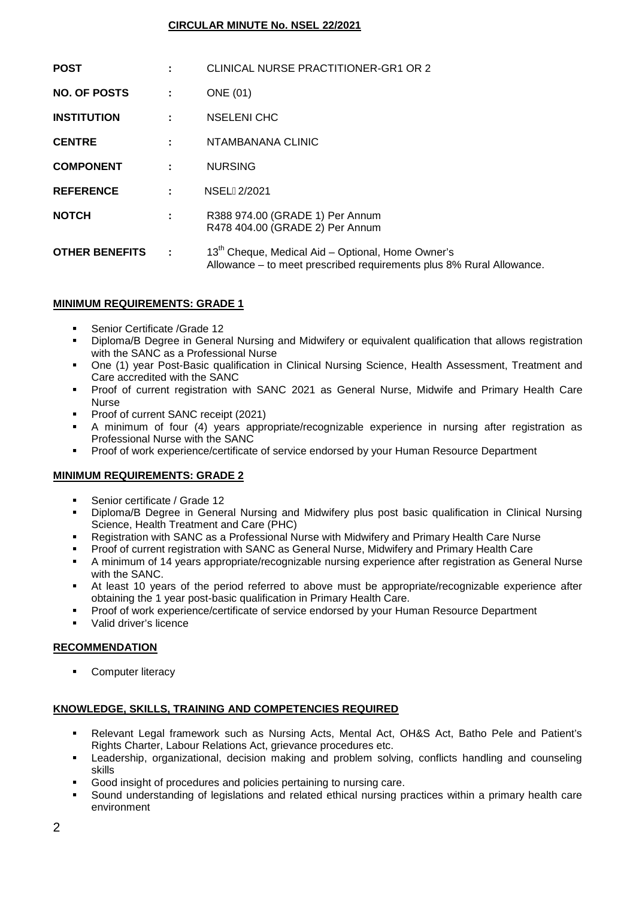## CIRCULAR MINUTE No. NSEL 22/2021

| | | |
|---|---|---|
| **POST** | : | CLINICAL NURSE PRACTITIONER-GR1 OR 2 |
| **NO. OF POSTS** | : | ONE (01) |
| **INSTITUTION** | : | NSELENI CHC |
| **CENTRE** | : | NTAMBANANA CLINIC |
| **COMPONENT** | : | NURSING |
| **REFERENCE** | : | NSEL 2/2021 |
| **NOTCH** | : | R388 974.00 (GRADE 1) Per Annum<br>R478 404.00 (GRADE 2) Per Annum |
| **OTHER BENEFITS** | : | 13th Cheque, Medical Aid – Optional, Home Owner's Allowance – to meet prescribed requirements plus 8% Rural Allowance. |

### MINIMUM REQUIREMENTS: GRADE 1

- Senior Certificate /Grade 12
- Diploma/B Degree in General Nursing and Midwifery or equivalent qualification that allows registration with the SANC as a Professional Nurse
- One (1) year Post-Basic qualification in Clinical Nursing Science, Health Assessment, Treatment and Care accredited with the SANC
- Proof of current registration with SANC 2021 as General Nurse, Midwife and Primary Health Care Nurse
- Proof of current SANC receipt (2021)
- A minimum of four (4) years appropriate/recognizable experience in nursing after registration as Professional Nurse with the SANC
- Proof of work experience/certificate of service endorsed by your Human Resource Department

### MINIMUM REQUIREMENTS: GRADE 2

- Senior certificate / Grade 12
- Diploma/B Degree in General Nursing and Midwifery plus post basic qualification in Clinical Nursing Science, Health Treatment and Care (PHC)
- Registration with SANC as a Professional Nurse with Midwifery and Primary Health Care Nurse
- Proof of current registration with SANC as General Nurse, Midwifery and Primary Health Care
- A minimum of 14 years appropriate/recognizable nursing experience after registration as General Nurse with the SANC.
- At least 10 years of the period referred to above must be appropriate/recognizable experience after obtaining the 1 year post-basic qualification in Primary Health Care.
- Proof of work experience/certificate of service endorsed by your Human Resource Department
- Valid driver's licence

### RECOMMENDATION

- Computer literacy

### KNOWLEDGE, SKILLS, TRAINING AND COMPETENCIES REQUIRED

- Relevant Legal framework such as Nursing Acts, Mental Act, OH&S Act, Batho Pele and Patient's Rights Charter, Labour Relations Act, grievance procedures etc.
- Leadership, organizational, decision making and problem solving, conflicts handling and counseling skills
- Good insight of procedures and policies pertaining to nursing care.
- Sound understanding of legislations and related ethical nursing practices within a primary health care environment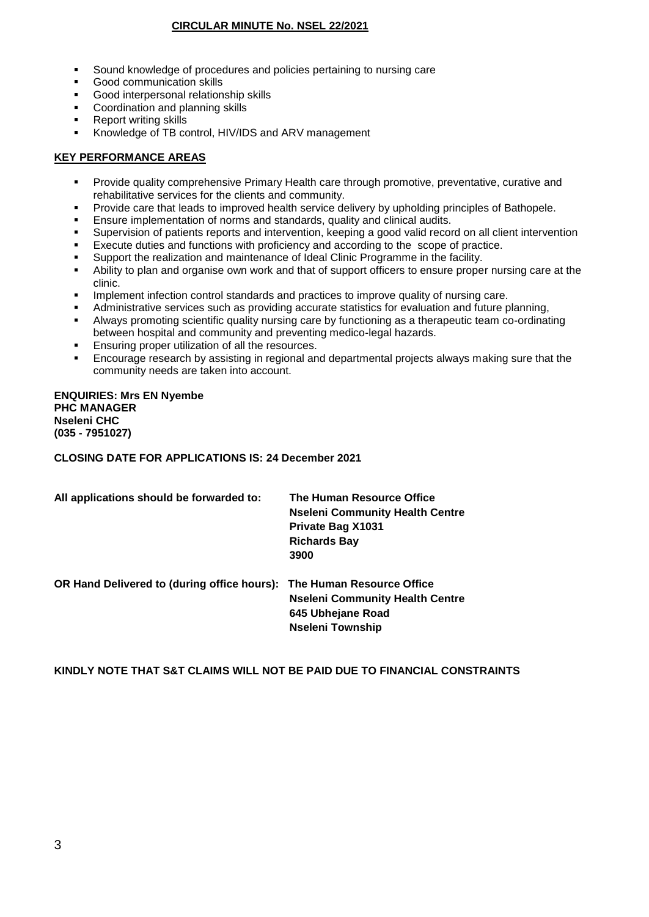- Sound knowledge of procedures and policies pertaining to nursing care
- Good communication skills
- Good interpersonal relationship skills
- Coordination and planning skills
- Report writing skills
- Knowledge of TB control, HIV/IDS and ARV management

**KEY PERFORMANCE AREAS**

- Provide quality comprehensive Primary Health care through promotive, preventative, curative and rehabilitative services for the clients and community.
- Provide care that leads to improved health service delivery by upholding principles of Bathopele.
- Ensure implementation of norms and standards, quality and clinical audits.
- Supervision of patients reports and intervention, keeping a good valid record on all client intervention
- Execute duties and functions with proficiency and according to the scope of practice.
- Support the realization and maintenance of Ideal Clinic Programme in the facility.
- Ability to plan and organise own work and that of support officers to ensure proper nursing care at the clinic.
- Implement infection control standards and practices to improve quality of nursing care.
- Administrative services such as providing accurate statistics for evaluation and future planning,
- Always promoting scientific quality nursing care by functioning as a therapeutic team co-ordinating between hospital and community and preventing medico-legal hazards.
- Ensuring proper utilization of all the resources.
- Encourage research by assisting in regional and departmental projects always making sure that the community needs are taken into account.

**ENQUIRIES: Mrs EN Nyembe**
**PHC MANAGER**
**Nseleni CHC**
**(035 - 7951027)**

**CLOSING DATE FOR APPLICATIONS IS: 24 December 2021**

**All applications should be forwarded to:**

**The Human Resource Office**
**Nseleni Community Health Centre**
**Private Bag X1031**
**Richards Bay**
**3900**

**OR Hand Delivered to (during office hours):**

**The Human Resource Office**
**Nseleni Community Health Centre**
**645 Ubhejane Road**
**Nseleni Township**

**KINDLY NOTE THAT S&T CLAIMS WILL NOT BE PAID DUE TO FINANCIAL CONSTRAINTS**